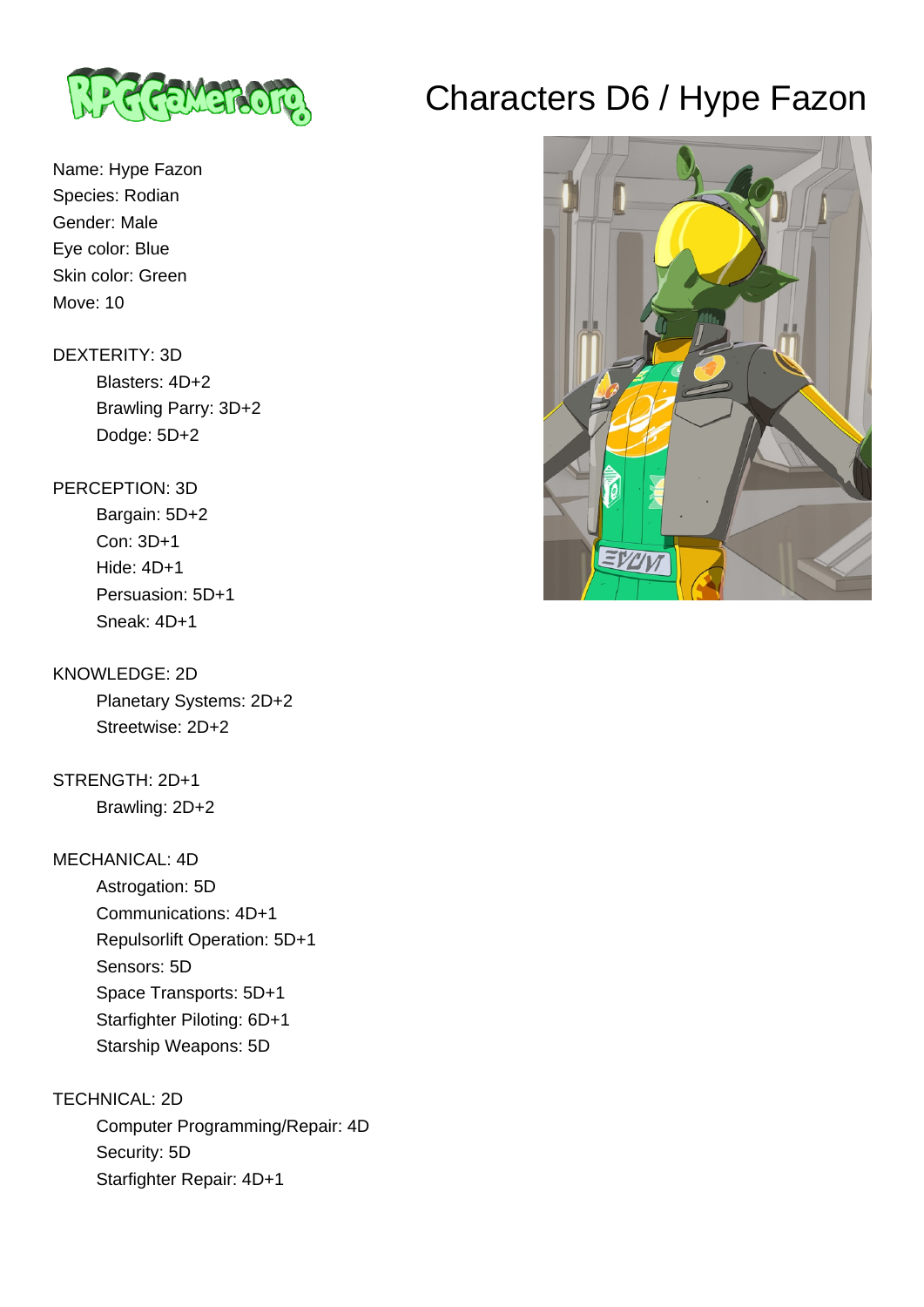# Characters D6 / Hype Fazon

Name: Hype Fazon
Species: Rodian
Gender: Male
Eye color: Blue
Skin color: Green
Move: 10

DEXTERITY: 3D
- Blasters: 4D+2
- Brawling Parry: 3D+2
- Dodge: 5D+2

PERCEPTION: 3D
- Bargain: 5D+2
- Con: 3D+1
- Hide: 4D+1
- Persuasion: 5D+1
- Sneak: 4D+1

KNOWLEDGE: 2D
- Planetary Systems: 2D+2
- Streetwise: 2D+2

STRENGTH: 2D+1
- Brawling: 2D+2

MECHANICAL: 4D
- Astrogation: 5D
- Communications: 4D+1
- Repulsorlift Operation: 5D+1
- Sensors: 5D
- Space Transports: 5D+1
- Starfighter Piloting: 6D+1
- Starship Weapons: 5D

TECHNICAL: 2D
- Computer Programming/Repair: 4D
- Security: 5D
- Starfighter Repair: 4D+1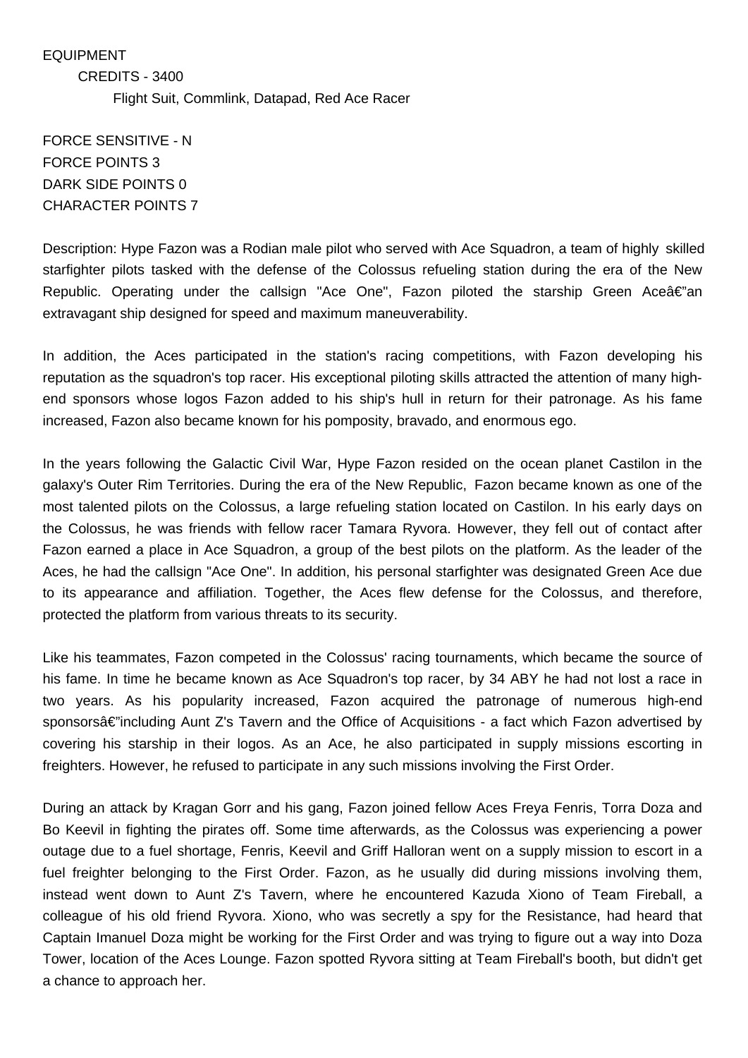EQUIPMENT

CREDITS - 3400

Flight Suit, Commlink, Datapad, Red Ace Racer

FORCE SENSITIVE - N
FORCE POINTS 3
DARK SIDE POINTS 0
CHARACTER POINTS 7

Description: Hype Fazon was a Rodian male pilot who served with Ace Squadron, a team of highly skilled starfighter pilots tasked with the defense of the Colossus refueling station during the era of the New Republic. Operating under the callsign "Ace One", Fazon piloted the starship Green Aceâ€"an extravagant ship designed for speed and maximum maneuverability.

In addition, the Aces participated in the station's racing competitions, with Fazon developing his reputation as the squadron's top racer. His exceptional piloting skills attracted the attention of many high-end sponsors whose logos Fazon added to his ship's hull in return for their patronage. As his fame increased, Fazon also became known for his pomposity, bravado, and enormous ego.

In the years following the Galactic Civil War, Hype Fazon resided on the ocean planet Castilon in the galaxy's Outer Rim Territories. During the era of the New Republic, Fazon became known as one of the most talented pilots on the Colossus, a large refueling station located on Castilon. In his early days on the Colossus, he was friends with fellow racer Tamara Ryvora. However, they fell out of contact after Fazon earned a place in Ace Squadron, a group of the best pilots on the platform. As the leader of the Aces, he had the callsign "Ace One". In addition, his personal starfighter was designated Green Ace due to its appearance and affiliation. Together, the Aces flew defense for the Colossus, and therefore, protected the platform from various threats to its security.

Like his teammates, Fazon competed in the Colossus' racing tournaments, which became the source of his fame. In time he became known as Ace Squadron's top racer, by 34 ABY he had not lost a race in two years. As his popularity increased, Fazon acquired the patronage of numerous high-end sponsorsâ€"including Aunt Z's Tavern and the Office of Acquisitions - a fact which Fazon advertised by covering his starship in their logos. As an Ace, he also participated in supply missions escorting in freighters. However, he refused to participate in any such missions involving the First Order.

During an attack by Kragan Gorr and his gang, Fazon joined fellow Aces Freya Fenris, Torra Doza and Bo Keevil in fighting the pirates off. Some time afterwards, as the Colossus was experiencing a power outage due to a fuel shortage, Fenris, Keevil and Griff Halloran went on a supply mission to escort in a fuel freighter belonging to the First Order. Fazon, as he usually did during missions involving them, instead went down to Aunt Z's Tavern, where he encountered Kazuda Xiono of Team Fireball, a colleague of his old friend Ryvora. Xiono, who was secretly a spy for the Resistance, had heard that Captain Imanuel Doza might be working for the First Order and was trying to figure out a way into Doza Tower, location of the Aces Lounge. Fazon spotted Ryvora sitting at Team Fireball's booth, but didn't get a chance to approach her.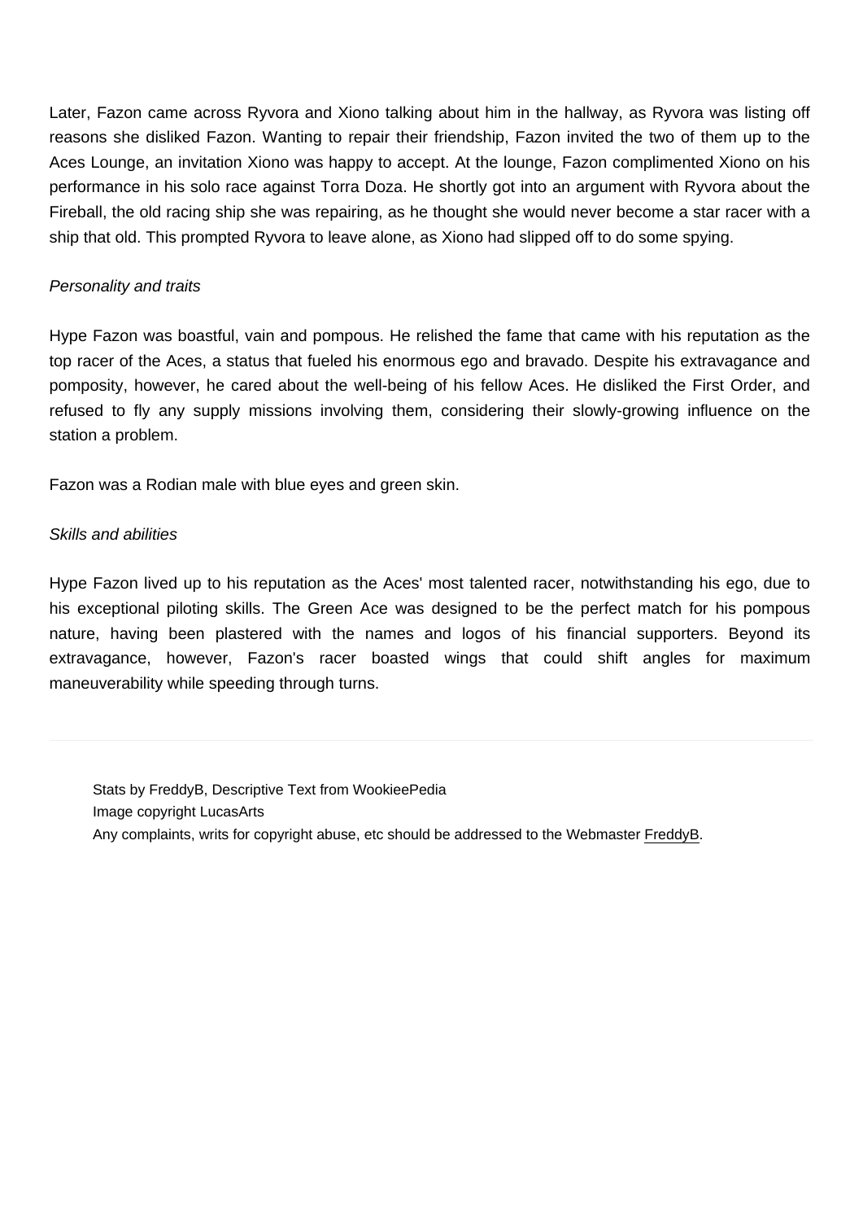Later, Fazon came across Ryvora and Xiono talking about him in the hallway, as Ryvora was listing off reasons she disliked Fazon. Wanting to repair their friendship, Fazon invited the two of them up to the Aces Lounge, an invitation Xiono was happy to accept. At the lounge, Fazon complimented Xiono on his performance in his solo race against Torra Doza. He shortly got into an argument with Ryvora about the Fireball, the old racing ship she was repairing, as he thought she would never become a star racer with a ship that old. This prompted Ryvora to leave alone, as Xiono had slipped off to do some spying.

*Personality and traits*

Hype Fazon was boastful, vain and pompous. He relished the fame that came with his reputation as the top racer of the Aces, a status that fueled his enormous ego and bravado. Despite his extravagance and pomposity, however, he cared about the well-being of his fellow Aces. He disliked the First Order, and refused to fly any supply missions involving them, considering their slowly-growing influence on the station a problem.

Fazon was a Rodian male with blue eyes and green skin.

*Skills and abilities*

Hype Fazon lived up to his reputation as the Aces' most talented racer, notwithstanding his ego, due to his exceptional piloting skills. The Green Ace was designed to be the perfect match for his pompous nature, having been plastered with the names and logos of his financial supporters. Beyond its extravagance, however, Fazon's racer boasted wings that could shift angles for maximum maneuverability while speeding through turns.

---

Stats by FreddyB, Descriptive Text from WookieePedia
Image copyright LucasArts
Any complaints, writs for copyright abuse, etc should be addressed to the Webmaster FreddyB.